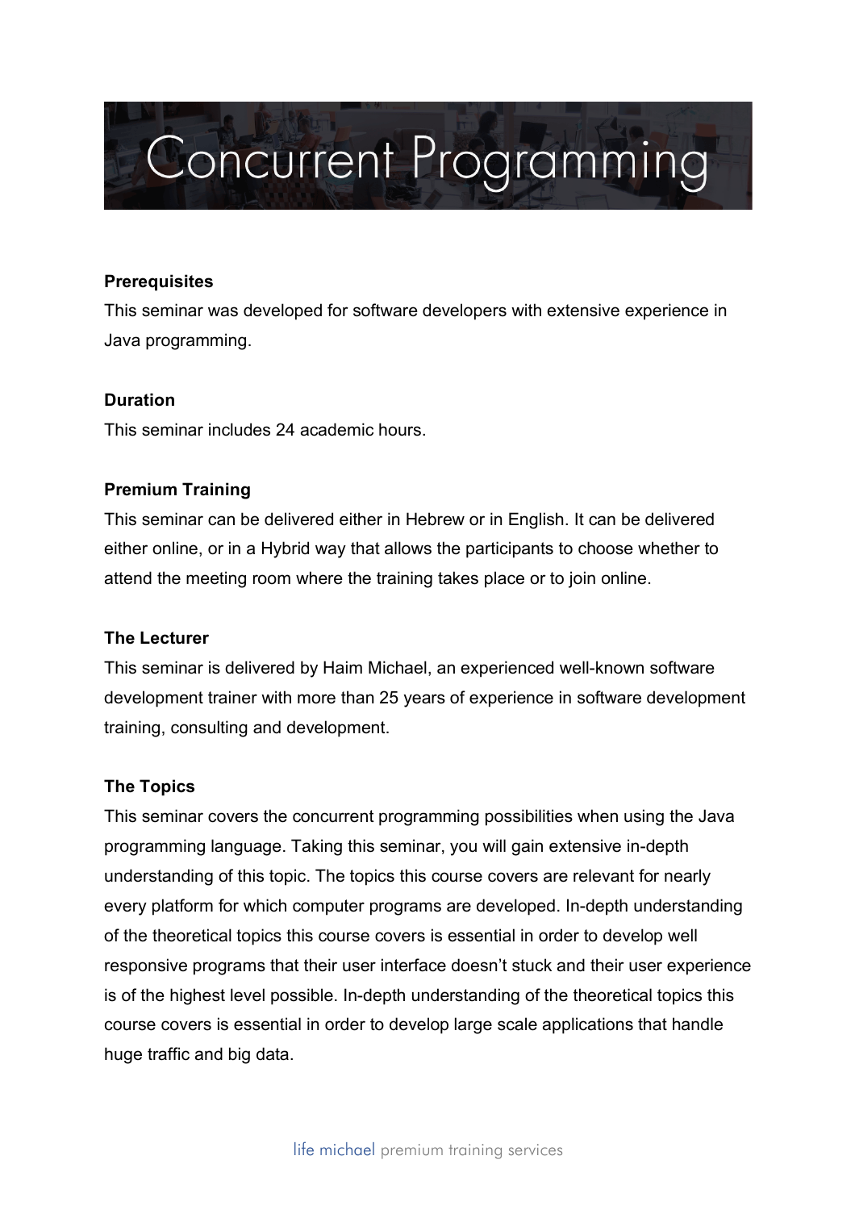# Concurrent Programming

**Prerequisites**

This seminar was developed for software developers with extensive experience in Java programming.

**Duration**

This seminar includes 24 academic hours.

**Premium Training**

This seminar can be delivered either in Hebrew or in English. It can be delivered either online, or in a Hybrid way that allows the participants to choose whether to attend the meeting room where the training takes place or to join online.

**The Lecturer**

This seminar is delivered by Haim Michael, an experienced well-known software development trainer with more than 25 years of experience in software development training, consulting and development.

**The Topics**

This seminar covers the concurrent programming possibilities when using the Java programming language. Taking this seminar, you will gain extensive in-depth understanding of this topic. The topics this course covers are relevant for nearly every platform for which computer programs are developed. In-depth understanding of the theoretical topics this course covers is essential in order to develop well responsive programs that their user interface doesn't stuck and their user experience is of the highest level possible. In-depth understanding of the theoretical topics this course covers is essential in order to develop large scale applications that handle huge traffic and big data.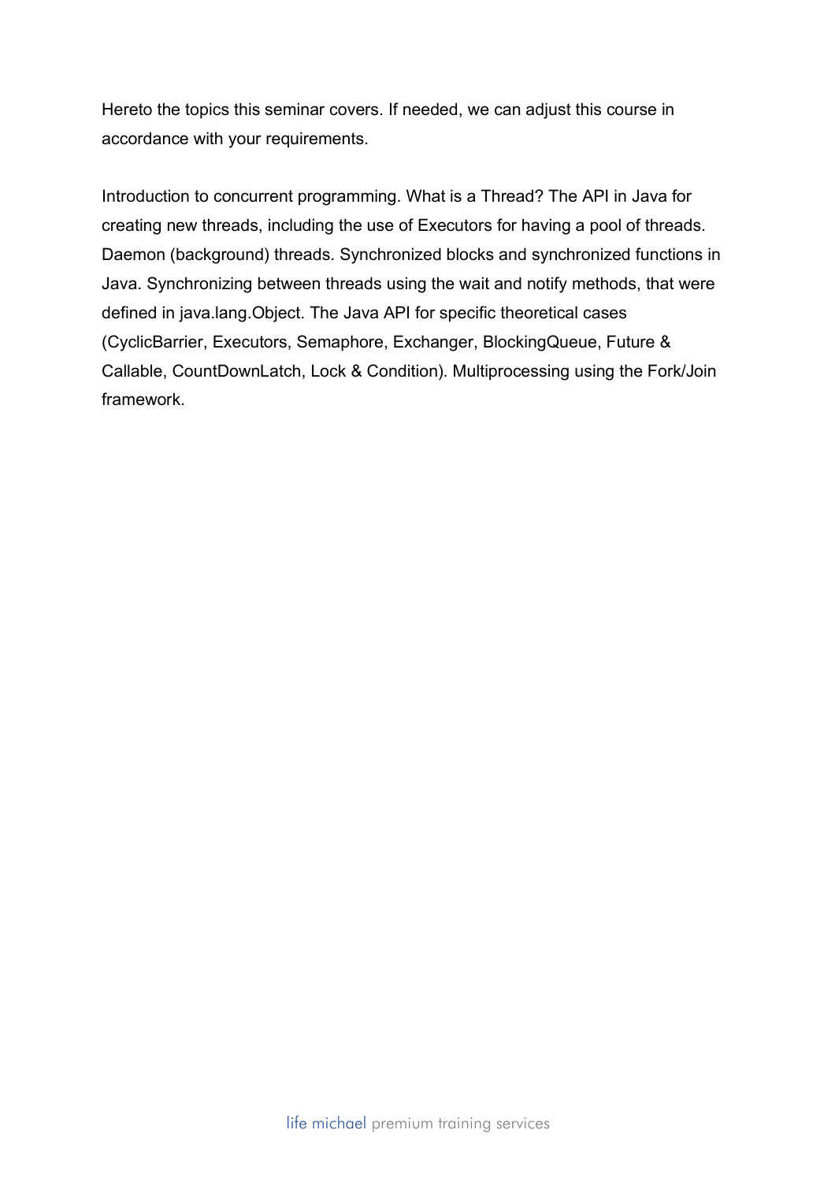Hereto the topics this seminar covers. If needed, we can adjust this course in accordance with your requirements.

Introduction to concurrent programming. What is a Thread? The API in Java for creating new threads, including the use of Executors for having a pool of threads. Daemon (background) threads. Synchronized blocks and synchronized functions in Java. Synchronizing between threads using the wait and notify methods, that were defined in java.lang.Object. The Java API for specific theoretical cases (CyclicBarrier, Executors, Semaphore, Exchanger, BlockingQueue, Future & Callable, CountDownLatch, Lock & Condition). Multiprocessing using the Fork/Join framework.